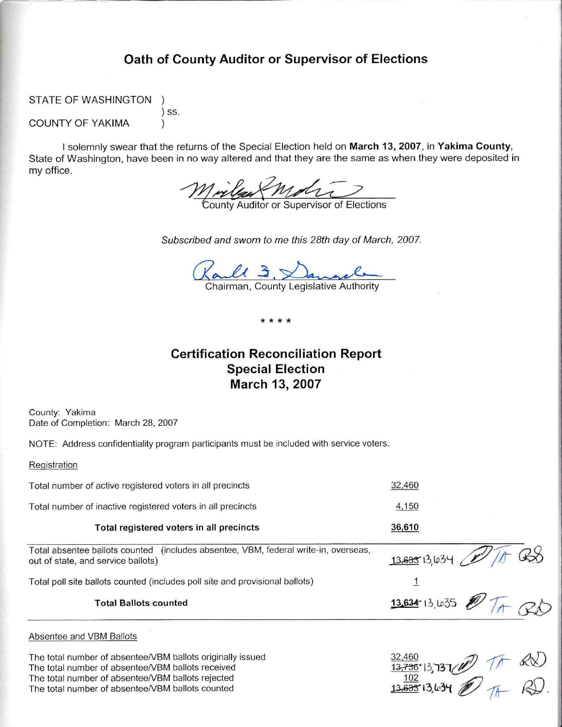## Oath of County Auditor or Supervisor of Elections

STATE OF WASHINGTON )
) ss.
COUNTY OF YAKIMA )

I solemnly swear that the returns of the Special Election held on **March 13, 2007**, in **Yakima County**, State of Washington, have been in no way altered and that they are the same as when they were deposited in my office.

County Auditor or Supervisor of Elections

*Subscribed and sworn to me this 28th day of March, 2007.*

Chairman, County Legislative Authority

\* \* \* \*

## Certification Reconciliation Report
## Special Election
## March 13, 2007

County: Yakima
Date of Completion: March 28, 2007

NOTE: Address confidentiality program participants must be included with service voters.

Registration

| | |
|---|---|
| Total number of active registered voters in all precincts | 32,460 |
| Total number of inactive registered voters in all precincts | 4,150 |
| **Total registered voters in all precincts** | **36,610** |
| Total absentee ballots counted (includes absentee, VBM, federal write-in, overseas, out of state, and service ballots) | ~~13,633~~ 13,634 TA RD |
| Total poll site ballots counted (includes poll site and provisional ballots) | 1 |
| **Total Ballots counted** | ~~**13,634**~~ 13,635 TA RD |

Absentee and VBM Ballots

| | |
|---|---|
| The total number of absentee/VBM ballots originally issued | 32,460 |
| The total number of absentee/VBM ballots received | ~~13,736~~* 13,737 TA RD |
| The total number of absentee/VBM ballots rejected | 102 |
| The total number of absentee/VBM ballots counted | ~~13,633~~ 13,634 TA RD |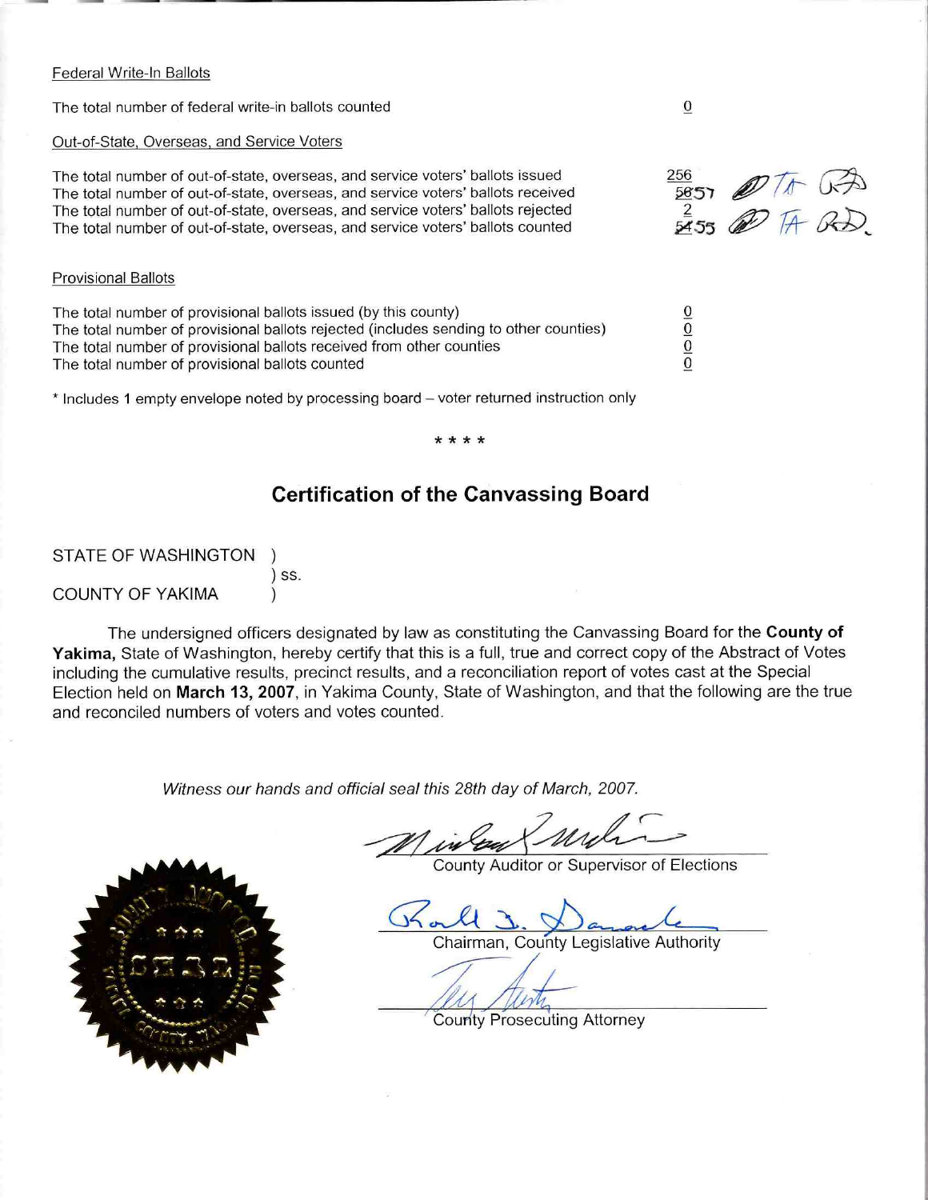Federal Write-In Ballots

The total number of federal write-in ballots counted | 0

Out-of-State, Overseas, and Service Voters

| | |
|---|---|
| The total number of out-of-state, overseas, and service voters' ballots issued | 256 |
| The total number of out-of-state, overseas, and service voters' ballots received | 5657 |
| The total number of out-of-state, overseas, and service voters' ballots rejected | 2 |
| The total number of out-of-state, overseas, and service voters' ballots counted | 5455 |

Provisional Ballots

| | |
|---|---|
| The total number of provisional ballots issued (by this county) | 0 |
| The total number of provisional ballots rejected (includes sending to other counties) | 0 |
| The total number of provisional ballots received from other counties | 0 |
| The total number of provisional ballots counted | 0 |

* Includes 1 empty envelope noted by processing board – voter returned instruction only

* * * *

## Certification of the Canvassing Board

STATE OF WASHINGTON )
) ss.
COUNTY OF YAKIMA )

The undersigned officers designated by law as constituting the Canvassing Board for the **County of Yakima,** State of Washington, hereby certify that this is a full, true and correct copy of the Abstract of Votes including the cumulative results, precinct results, and a reconciliation report of votes cast at the Special Election held on **March 13, 2007**, in Yakima County, State of Washington, and that the following are the true and reconciled numbers of voters and votes counted.

*Witness our hands and official seal this 28th day of March, 2007.*

County Auditor or Supervisor of Elections

Chairman, County Legislative Authority

County Prosecuting Attorney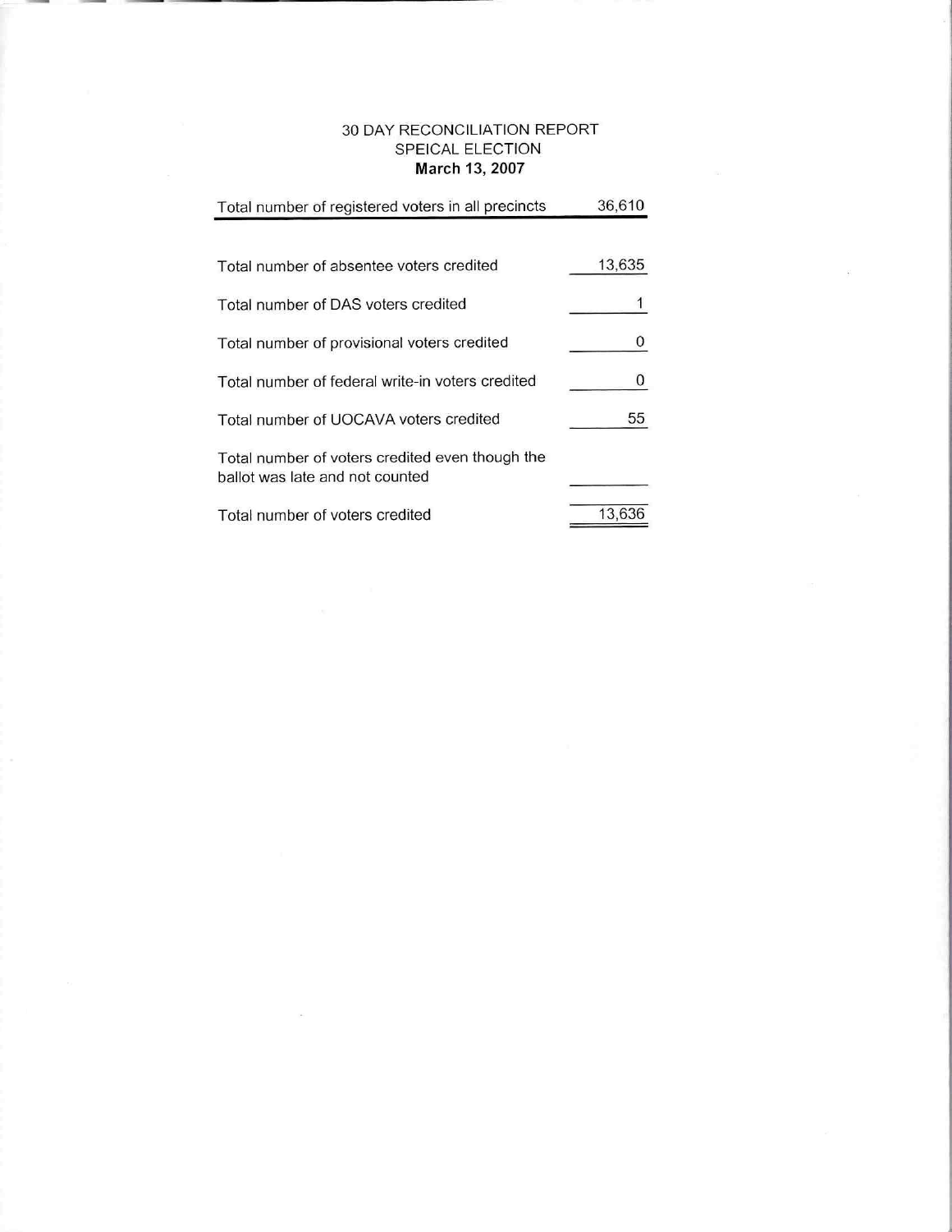30 DAY RECONCILIATION REPORT
SPEICAL ELECTION
**March 13, 2007**

| Total number of registered voters in all precincts | 36,610 |
| --- | --- |
| Total number of absentee voters credited | 13,635 |
| Total number of DAS voters credited | 1 |
| Total number of provisional voters credited | 0 |
| Total number of federal write-in voters credited | 0 |
| Total number of UOCAVA voters credited | 55 |
| Total number of voters credited even though the ballot was late and not counted | |
| Total number of voters credited | 13,636 |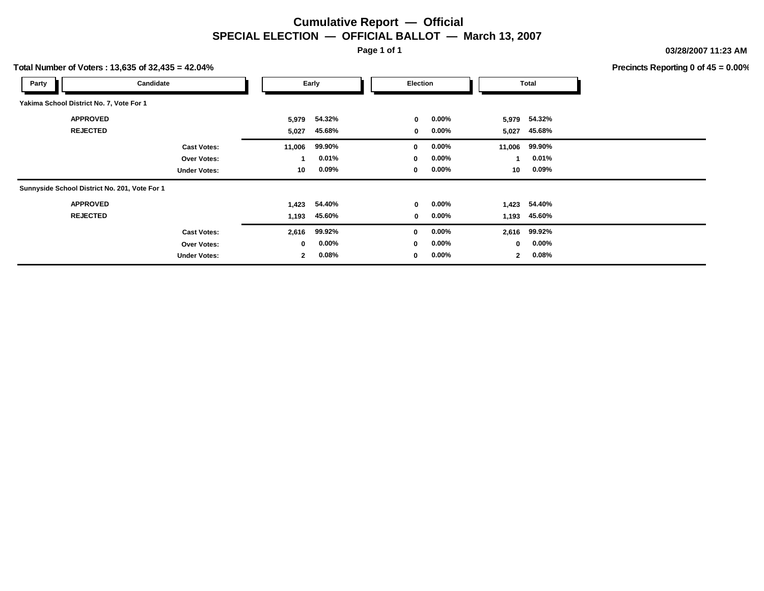# Cumulative Report — Official

## SPECIAL ELECTION — OFFICIAL BALLOT — March 13, 2007

03/28/2007 11:23 AM

**Total Number of Voters : 13,635 of 32,435 = 42.04%**

**Precincts Reporting 0 of 45 = 0.00%**

| Party | Candidate | Early | | Election | | Total | |
|---|---|---|---|---|---|---|---|
| **Yakima School District No. 7, Vote For 1** | | | | | | | |
| | APPROVED | 5,979 | 54.32% | 0 | 0.00% | 5,979 | 54.32% |
| | REJECTED | 5,027 | 45.68% | 0 | 0.00% | 5,027 | 45.68% |
| | Cast Votes: | 11,006 | 99.90% | 0 | 0.00% | 11,006 | 99.90% |
| | Over Votes: | 1 | 0.01% | 0 | 0.00% | 1 | 0.01% |
| | Under Votes: | 10 | 0.09% | 0 | 0.00% | 10 | 0.09% |
| **Sunnyside School District No. 201, Vote For 1** | | | | | | | |
| | APPROVED | 1,423 | 54.40% | 0 | 0.00% | 1,423 | 54.40% |
| | REJECTED | 1,193 | 45.60% | 0 | 0.00% | 1,193 | 45.60% |
| | Cast Votes: | 2,616 | 99.92% | 0 | 0.00% | 2,616 | 99.92% |
| | Over Votes: | 0 | 0.00% | 0 | 0.00% | 0 | 0.00% |
| | Under Votes: | 2 | 0.08% | 0 | 0.00% | 2 | 0.08% |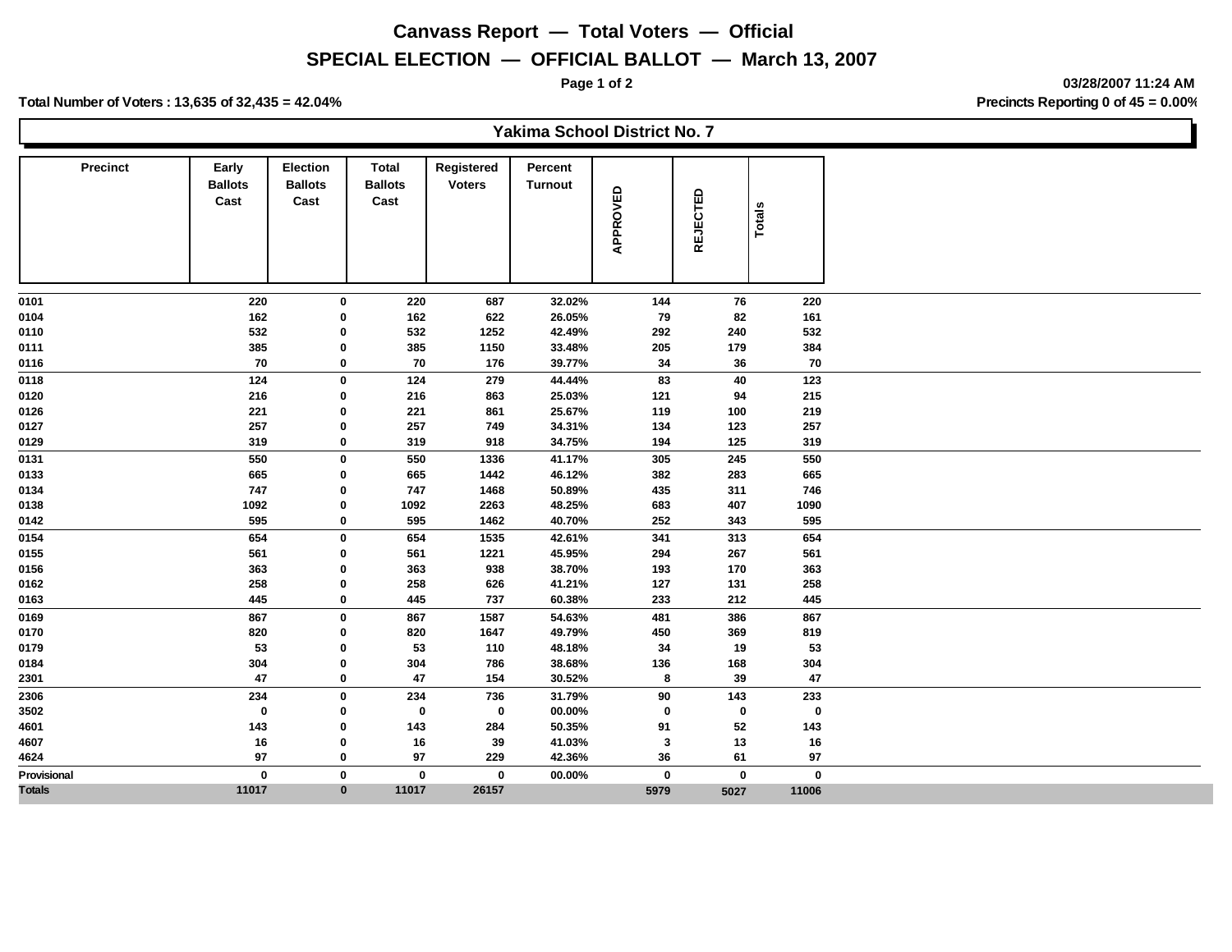# Canvass Report — Total Voters — Official

## SPECIAL ELECTION — OFFICIAL BALLOT — March 13, 2007

03/28/2007 11:24 AM

**Total Number of Voters : 13,635 of 32,435 = 42.04%**

**Precincts Reporting 0 of 45 = 0.00%**

### Yakima School District No. 7

| Precinct | Early Ballots Cast | Election Ballots Cast | Total Ballots Cast | Registered Voters | Percent Turnout | APPROVED | REJECTED | Totals |
|---|---|---|---|---|---|---|---|---|
| 0101 | 220 | 0 | 220 | 687 | 32.02% | 144 | 76 | 220 |
| 0104 | 162 | 0 | 162 | 622 | 26.05% | 79 | 82 | 161 |
| 0110 | 532 | 0 | 532 | 1252 | 42.49% | 292 | 240 | 532 |
| 0111 | 385 | 0 | 385 | 1150 | 33.48% | 205 | 179 | 384 |
| 0116 | 70 | 0 | 70 | 176 | 39.77% | 34 | 36 | 70 |
| 0118 | 124 | 0 | 124 | 279 | 44.44% | 83 | 40 | 123 |
| 0120 | 216 | 0 | 216 | 863 | 25.03% | 121 | 94 | 215 |
| 0126 | 221 | 0 | 221 | 861 | 25.67% | 119 | 100 | 219 |
| 0127 | 257 | 0 | 257 | 749 | 34.31% | 134 | 123 | 257 |
| 0129 | 319 | 0 | 319 | 918 | 34.75% | 194 | 125 | 319 |
| 0131 | 550 | 0 | 550 | 1336 | 41.17% | 305 | 245 | 550 |
| 0133 | 665 | 0 | 665 | 1442 | 46.12% | 382 | 283 | 665 |
| 0134 | 747 | 0 | 747 | 1468 | 50.89% | 435 | 311 | 746 |
| 0138 | 1092 | 0 | 1092 | 2263 | 48.25% | 683 | 407 | 1090 |
| 0142 | 595 | 0 | 595 | 1462 | 40.70% | 252 | 343 | 595 |
| 0154 | 654 | 0 | 654 | 1535 | 42.61% | 341 | 313 | 654 |
| 0155 | 561 | 0 | 561 | 1221 | 45.95% | 294 | 267 | 561 |
| 0156 | 363 | 0 | 363 | 938 | 38.70% | 193 | 170 | 363 |
| 0162 | 258 | 0 | 258 | 626 | 41.21% | 127 | 131 | 258 |
| 0163 | 445 | 0 | 445 | 737 | 60.38% | 233 | 212 | 445 |
| 0169 | 867 | 0 | 867 | 1587 | 54.63% | 481 | 386 | 867 |
| 0170 | 820 | 0 | 820 | 1647 | 49.79% | 450 | 369 | 819 |
| 0179 | 53 | 0 | 53 | 110 | 48.18% | 34 | 19 | 53 |
| 0184 | 304 | 0 | 304 | 786 | 38.68% | 136 | 168 | 304 |
| 2301 | 47 | 0 | 47 | 154 | 30.52% | 8 | 39 | 47 |
| 2306 | 234 | 0 | 234 | 736 | 31.79% | 90 | 143 | 233 |
| 3502 | 0 | 0 | 0 | 0 | 00.00% | 0 | 0 | 0 |
| 4601 | 143 | 0 | 143 | 284 | 50.35% | 91 | 52 | 143 |
| 4607 | 16 | 0 | 16 | 39 | 41.03% | 3 | 13 | 16 |
| 4624 | 97 | 0 | 97 | 229 | 42.36% | 36 | 61 | 97 |
| Provisional | 0 | 0 | 0 | 0 | 00.00% | 0 | 0 | 0 |
| **Totals** | **11017** | **0** | **11017** | **26157** | | **5979** | **5027** | **11006** |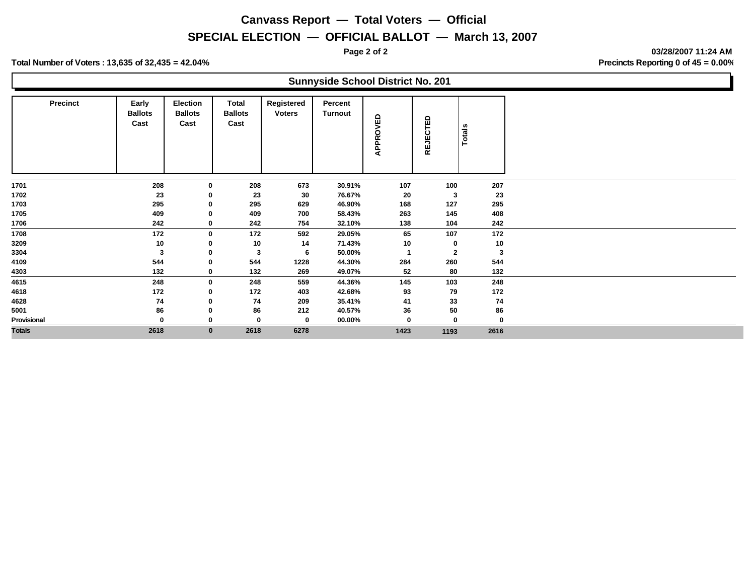# Canvass Report — Total Voters — Official

## SPECIAL ELECTION — OFFICIAL BALLOT — March 13, 2007

03/28/2007 11:24 AM

**Total Number of Voters : 13,635 of 32,435 = 42.04%**

**Precincts Reporting 0 of 45 = 0.00%**

### Sunnyside School District No. 201

| Precinct | Early Ballots Cast | Election Ballots Cast | Total Ballots Cast | Registered Voters | Percent Turnout | APPROVED | REJECTED | Totals |
|---|---|---|---|---|---|---|---|---|
| 1701 | 208 | 0 | 208 | 673 | 30.91% | 107 | 100 | 207 |
| 1702 | 23 | 0 | 23 | 30 | 76.67% | 20 | 3 | 23 |
| 1703 | 295 | 0 | 295 | 629 | 46.90% | 168 | 127 | 295 |
| 1705 | 409 | 0 | 409 | 700 | 58.43% | 263 | 145 | 408 |
| 1706 | 242 | 0 | 242 | 754 | 32.10% | 138 | 104 | 242 |
| 1708 | 172 | 0 | 172 | 592 | 29.05% | 65 | 107 | 172 |
| 3209 | 10 | 0 | 10 | 14 | 71.43% | 10 | 0 | 10 |
| 3304 | 3 | 0 | 3 | 6 | 50.00% | 1 | 2 | 3 |
| 4109 | 544 | 0 | 544 | 1228 | 44.30% | 284 | 260 | 544 |
| 4303 | 132 | 0 | 132 | 269 | 49.07% | 52 | 80 | 132 |
| 4615 | 248 | 0 | 248 | 559 | 44.36% | 145 | 103 | 248 |
| 4618 | 172 | 0 | 172 | 403 | 42.68% | 93 | 79 | 172 |
| 4628 | 74 | 0 | 74 | 209 | 35.41% | 41 | 33 | 74 |
| 5001 | 86 | 0 | 86 | 212 | 40.57% | 36 | 50 | 86 |
| Provisional | 0 | 0 | 0 | 0 | 00.00% | 0 | 0 | 0 |
| **Totals** | **2618** | **0** | **2618** | **6278** | | **1423** | **1193** | **2616** |